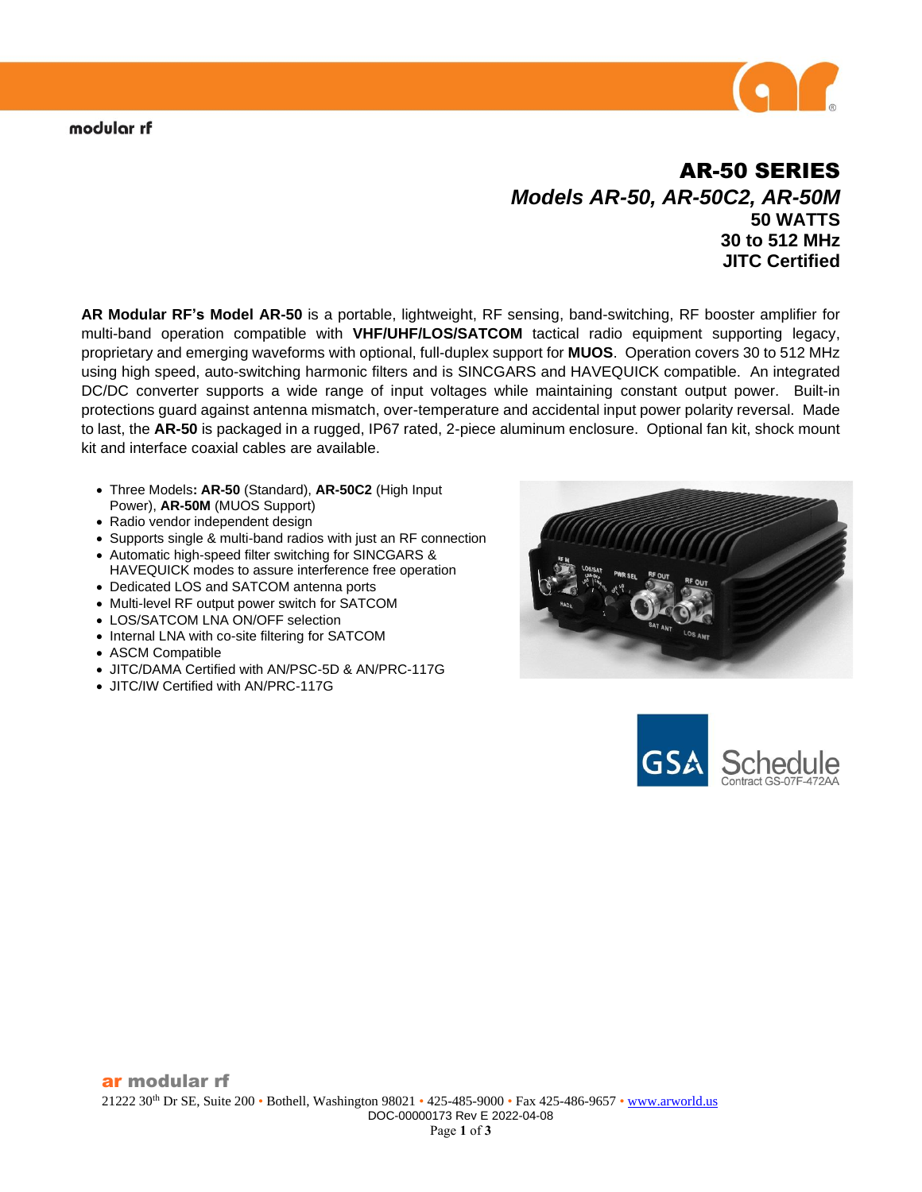modular rf

# AR-50 SERIES

## *Models AR-50, AR-50C2, AR-50M*

**50 WATTS**
**30 to 512 MHz**
**JITC Certified**

**AR Modular RF's Model AR-50** is a portable, lightweight, RF sensing, band-switching, RF booster amplifier for multi-band operation compatible with **VHF/UHF/LOS/SATCOM** tactical radio equipment supporting legacy, proprietary and emerging waveforms with optional, full-duplex support for **MUOS**. Operation covers 30 to 512 MHz using high speed, auto-switching harmonic filters and is SINCGARS and HAVEQUICK compatible. An integrated DC/DC converter supports a wide range of input voltages while maintaining constant output power. Built-in protections guard against antenna mismatch, over-temperature and accidental input power polarity reversal. Made to last, the **AR-50** is packaged in a rugged, IP67 rated, 2-piece aluminum enclosure. Optional fan kit, shock mount kit and interface coaxial cables are available.

- Three Models**: AR-50** (Standard), **AR-50C2** (High Input Power), **AR-50M** (MUOS Support)
- Radio vendor independent design
- Supports single & multi-band radios with just an RF connection
- Automatic high-speed filter switching for SINCGARS & HAVEQUICK modes to assure interference free operation
- Dedicated LOS and SATCOM antenna ports
- Multi-level RF output power switch for SATCOM
- LOS/SATCOM LNA ON/OFF selection
- Internal LNA with co-site filtering for SATCOM
- ASCM Compatible
- JITC/DAMA Certified with AN/PSC-5D & AN/PRC-117G
- JITC/IW Certified with AN/PRC-117G

GSA Schedule
Contract GS-07F-472AA

**ar modular rf**
21222 30th Dr SE, Suite 200 • Bothell, Washington 98021 • 425-485-9000 • Fax 425-486-9657 • www.arworld.us
DOC-00000173 Rev E 2022-04-08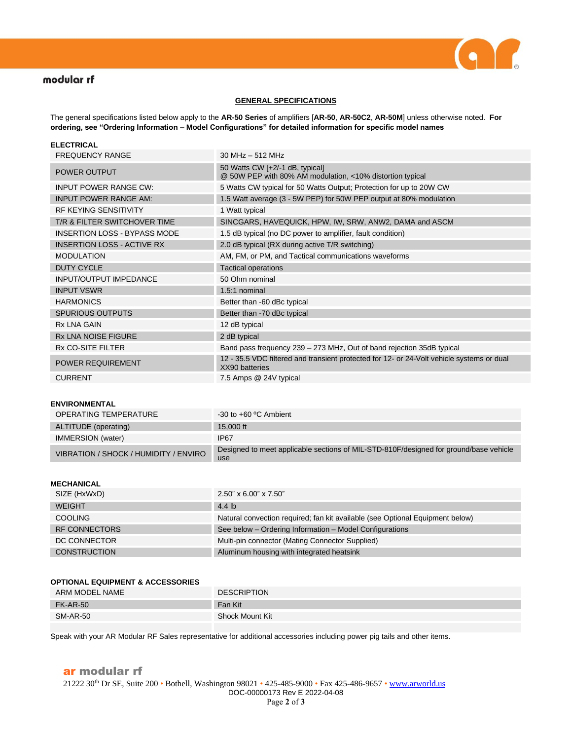## GENERAL SPECIFICATIONS

The general specifications listed below apply to the **AR-50 Series** of amplifiers [**AR-50**, **AR-50C2**, **AR-50M**] unless otherwise noted. **For ordering, see "Ordering Information – Model Configurations" for detailed information for specific model names**

### ELECTRICAL

| | |
|---|---|
| FREQUENCY RANGE | 30 MHz – 512 MHz |
| POWER OUTPUT | 50 Watts CW [+2/-1 dB, typical]<br>@ 50W PEP with 80% AM modulation, <10% distortion typical |
| INPUT POWER RANGE CW: | 5 Watts CW typical for 50 Watts Output; Protection for up to 20W CW |
| INPUT POWER RANGE AM: | 1.5 Watt average (3 - 5W PEP) for 50W PEP output at 80% modulation |
| RF KEYING SENSITIVITY | 1 Watt typical |
| T/R & FILTER SWITCHOVER TIME | SINCGARS, HAVEQUICK, HPW, IW, SRW, ANW2, DAMA and ASCM |
| INSERTION LOSS - BYPASS MODE | 1.5 dB typical (no DC power to amplifier, fault condition) |
| INSERTION LOSS - ACTIVE RX | 2.0 dB typical (RX during active T/R switching) |
| MODULATION | AM, FM, or PM, and Tactical communications waveforms |
| DUTY CYCLE | Tactical operations |
| INPUT/OUTPUT IMPEDANCE | 50 Ohm nominal |
| INPUT VSWR | 1.5:1 nominal |
| HARMONICS | Better than -60 dBc typical |
| SPURIOUS OUTPUTS | Better than -70 dBc typical |
| Rx LNA GAIN | 12 dB typical |
| Rx LNA NOISE FIGURE | 2 dB typical |
| Rx CO-SITE FILTER | Band pass frequency 239 – 273 MHz, Out of band rejection 35dB typical |
| POWER REQUIREMENT | 12 - 35.5 VDC filtered and transient protected for 12- or 24-Volt vehicle systems or dual XX90 batteries |
| CURRENT | 7.5 Amps @ 24V typical |

### ENVIRONMENTAL

| | |
|---|---|
| OPERATING TEMPERATURE | -30 to +60 ºC Ambient |
| ALTITUDE (operating) | 15,000 ft |
| IMMERSION (water) | IP67 |
| VIBRATION / SHOCK / HUMIDITY / ENVIRO | Designed to meet applicable sections of MIL-STD-810F/designed for ground/base vehicle use |

### MECHANICAL

| | |
|---|---|
| SIZE (HxWxD) | 2.50" x 6.00" x 7.50" |
| WEIGHT | 4.4 lb |
| COOLING | Natural convection required; fan kit available (see Optional Equipment below) |
| RF CONNECTORS | See below – Ordering Information – Model Configurations |
| DC CONNECTOR | Multi-pin connector (Mating Connector Supplied) |
| CONSTRUCTION | Aluminum housing with integrated heatsink |

### OPTIONAL EQUIPMENT & ACCESSORIES

| ARM MODEL NAME | DESCRIPTION |
|---|---|
| FK-AR-50 | Fan Kit |
| SM-AR-50 | Shock Mount Kit |
| | |

Speak with your AR Modular RF Sales representative for additional accessories including power pig tails and other items.

**ar modular rf**
21222 30th Dr SE, Suite 200 • Bothell, Washington 98021 • 425-485-9000 • Fax 425-486-9657 • www.arworld.us
DOC-00000173 Rev E 2022-04-08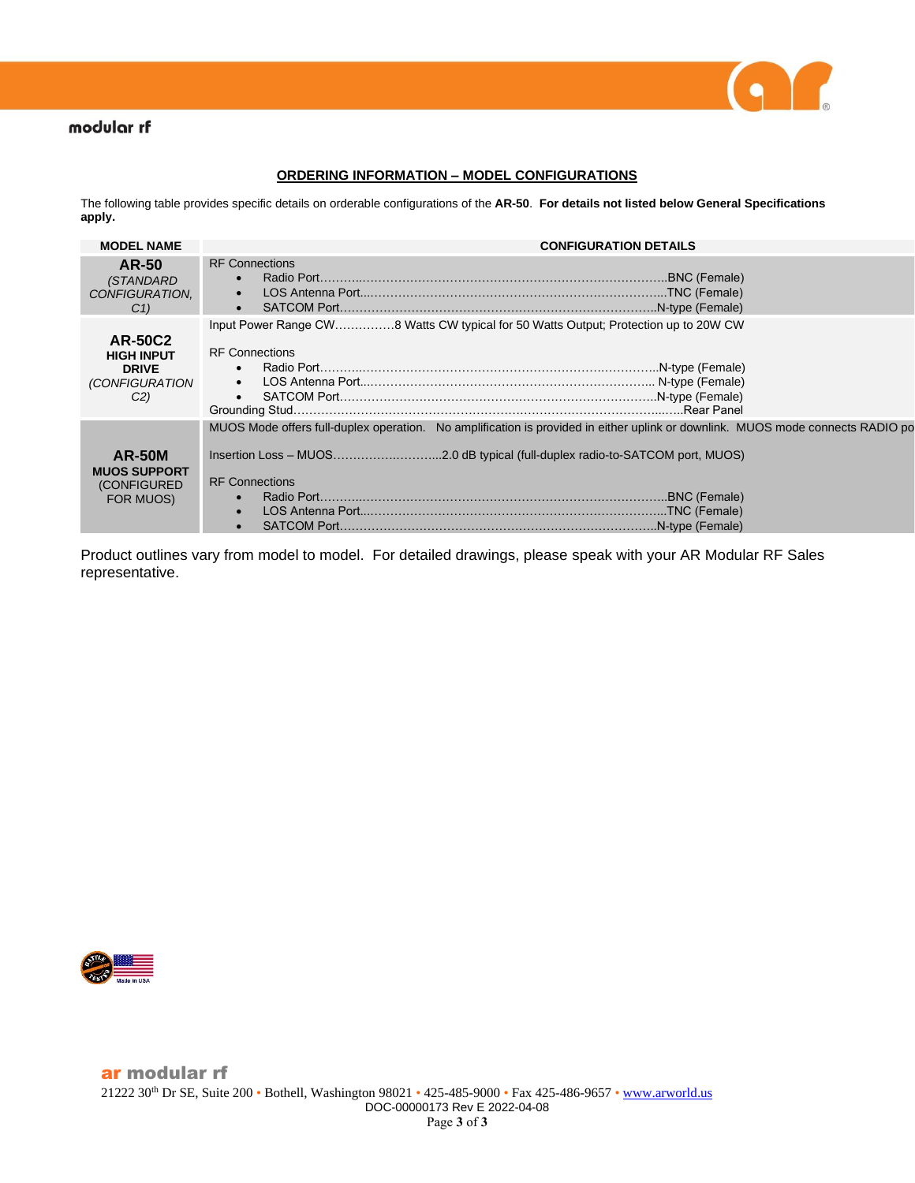## ORDERING INFORMATION – MODEL CONFIGURATIONS

The following table provides specific details on orderable configurations of the **AR-50**. **For details not listed below General Specifications apply.**

| MODEL NAME | CONFIGURATION DETAILS |
|---|---|
| **AR-50** *(STANDARD CONFIGURATION, C1)* | RF Connections<br>• Radio Port……………………………………………………………………………BNC (Female)<br>• LOS Antenna Port…………………………………………………………………TNC (Female)<br>• SATCOM Port………………………………………………………………………N-type (Female) |
| **AR-50C2** **HIGH INPUT DRIVE** *(CONFIGURATION C2)* | Input Power Range CW……………8 Watts CW typical for 50 Watts Output; Protection up to 20W CW<br><br>RF Connections<br>• Radio Port……………………………………………………………………………N-type (Female)<br>• LOS Antenna Port………………………………………………………………… N-type (Female)<br>• SATCOM Port………………………………………………………………………N-type (Female)<br>Grounding Stud………………………………………………………………………………Rear Panel |
| **AR-50M** **MUOS SUPPORT** (CONFIGURED FOR MUOS) | MUOS Mode offers full-duplex operation. No amplification is provided in either uplink or downlink. MUOS mode connects RADIO po<br><br>Insertion Loss – MUOS………………………..2.0 dB typical (full-duplex radio-to-SATCOM port, MUOS)<br><br>RF Connections<br>• Radio Port……………………………………………………………………………BNC (Female)<br>• LOS Antenna Port…………………………………………………………………TNC (Female)<br>• SATCOM Port………………………………………………………………………N-type (Female) |

Product outlines vary from model to model. For detailed drawings, please speak with your AR Modular RF Sales representative.

**ar modular rf**

21222 30th Dr SE, Suite 200 • Bothell, Washington 98021 • 425-485-9000 • Fax 425-486-9657 • www.arworld.us

DOC-00000173 Rev E 2022-04-08